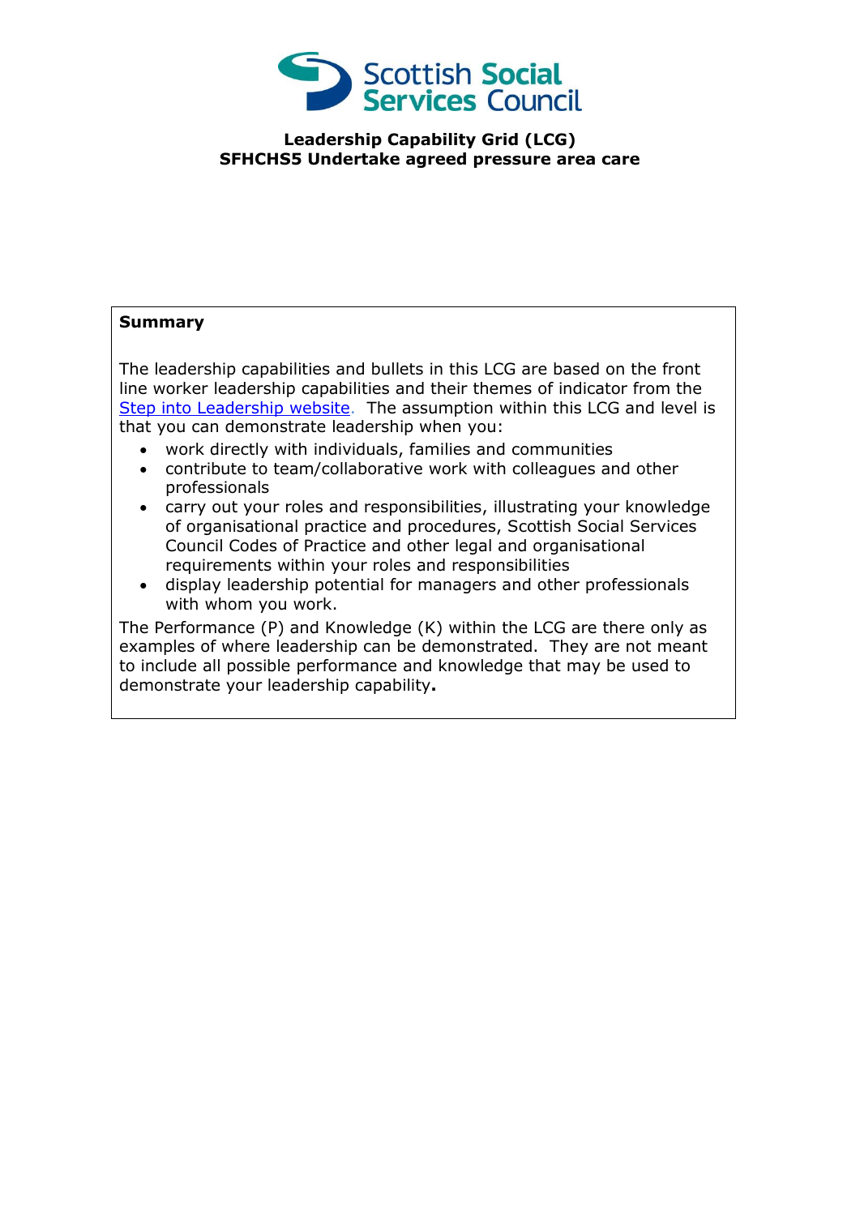Scottish Social Services Council

**Leadership Capability Grid (LCG)**
**SFHCHS5 Undertake agreed pressure area care**

## Summary

The leadership capabilities and bullets in this LCG are based on the front line worker leadership capabilities and their themes of indicator from the [Step into Leadership website](). The assumption within this LCG and level is that you can demonstrate leadership when you:

- work directly with individuals, families and communities
- contribute to team/collaborative work with colleagues and other professionals
- carry out your roles and responsibilities, illustrating your knowledge of organisational practice and procedures, Scottish Social Services Council Codes of Practice and other legal and organisational requirements within your roles and responsibilities
- display leadership potential for managers and other professionals with whom you work.

The Performance (P) and Knowledge (K) within the LCG are there only as examples of where leadership can be demonstrated. They are not meant to include all possible performance and knowledge that may be used to demonstrate your leadership capability**.**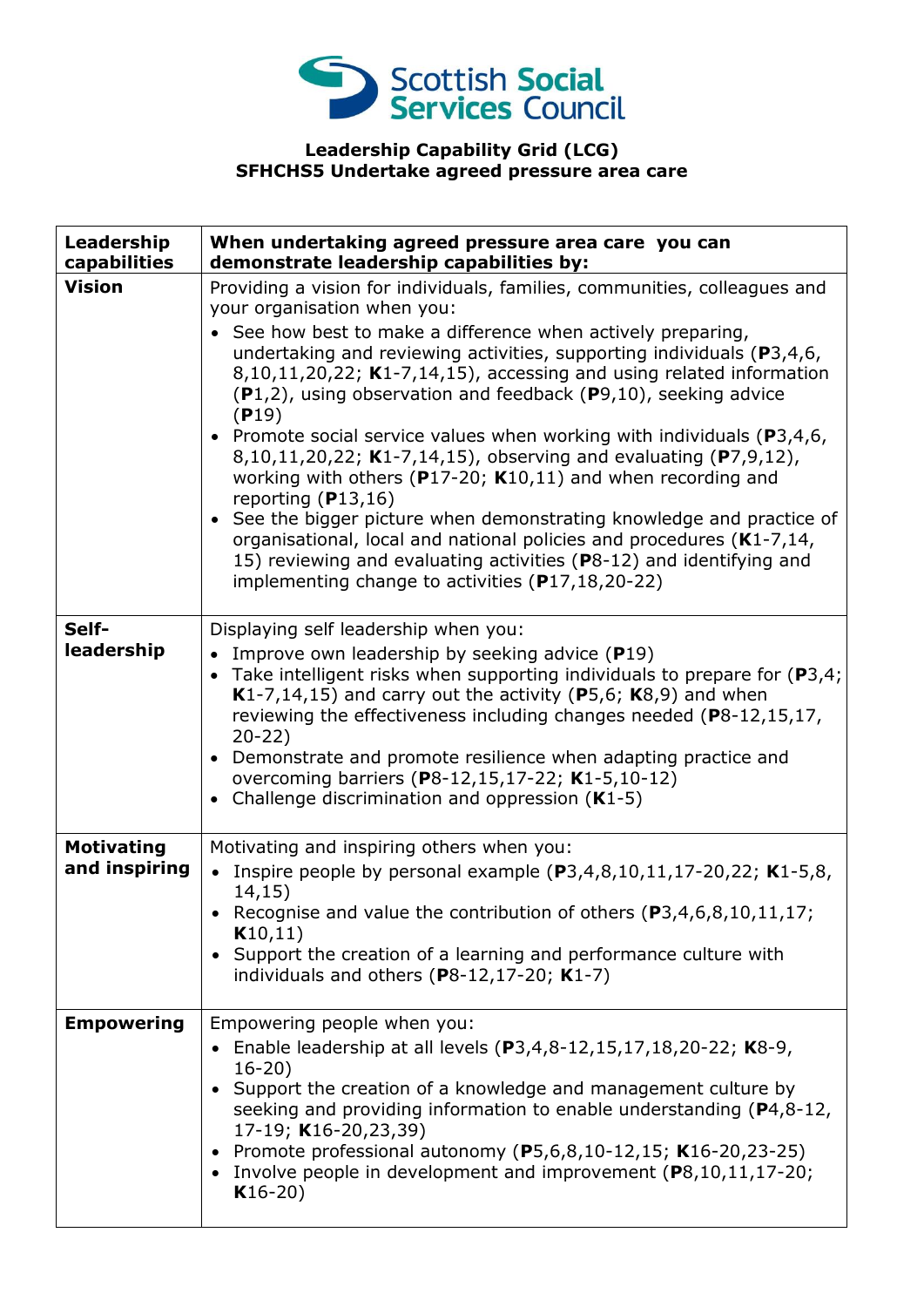**Leadership Capability Grid (LCG)**
**SFHCHS5 Undertake agreed pressure area care**

| **Leadership capabilities** | **When undertaking agreed pressure area care you can demonstrate leadership capabilities by:** |
|---|---|
| **Vision** | Providing a vision for individuals, families, communities, colleagues and your organisation when you: <br>• See how best to make a difference when actively preparing, undertaking and reviewing activities, supporting individuals (**P**3,4,6, 8,10,11,20,22; **K**1-7,14,15), accessing and using related information (**P**1,2), using observation and feedback (**P**9,10), seeking advice (**P**19) <br>• Promote social service values when working with individuals (**P**3,4,6, 8,10,11,20,22; **K**1-7,14,15), observing and evaluating (**P**7,9,12), working with others (**P**17-20; **K**10,11) and when recording and reporting (**P**13,16) <br>• See the bigger picture when demonstrating knowledge and practice of organisational, local and national policies and procedures (**K**1-7,14, 15) reviewing and evaluating activities (**P**8-12) and identifying and implementing change to activities (**P**17,18,20-22) |
| **Self-leadership** | Displaying self leadership when you: <br>• Improve own leadership by seeking advice (**P**19) <br>• Take intelligent risks when supporting individuals to prepare for (**P**3,4; **K**1-7,14,15) and carry out the activity (**P**5,6; **K**8,9) and when reviewing the effectiveness including changes needed (**P**8-12,15,17, 20-22) <br>• Demonstrate and promote resilience when adapting practice and overcoming barriers (**P**8-12,15,17-22; **K**1-5,10-12) <br>• Challenge discrimination and oppression (**K**1-5) |
| **Motivating and inspiring** | Motivating and inspiring others when you: <br>• Inspire people by personal example (**P**3,4,8,10,11,17-20,22; **K**1-5,8, 14,15) <br>• Recognise and value the contribution of others (**P**3,4,6,8,10,11,17; **K**10,11) <br>• Support the creation of a learning and performance culture with individuals and others (**P**8-12,17-20; **K**1-7) |
| **Empowering** | Empowering people when you: <br>• Enable leadership at all levels (**P**3,4,8-12,15,17,18,20-22; **K**8-9, 16-20) <br>• Support the creation of a knowledge and management culture by seeking and providing information to enable understanding (**P**4,8-12, 17-19; **K**16-20,23,39) <br>• Promote professional autonomy (**P**5,6,8,10-12,15; **K**16-20,23-25) <br>• Involve people in development and improvement (**P**8,10,11,17-20; **K**16-20) |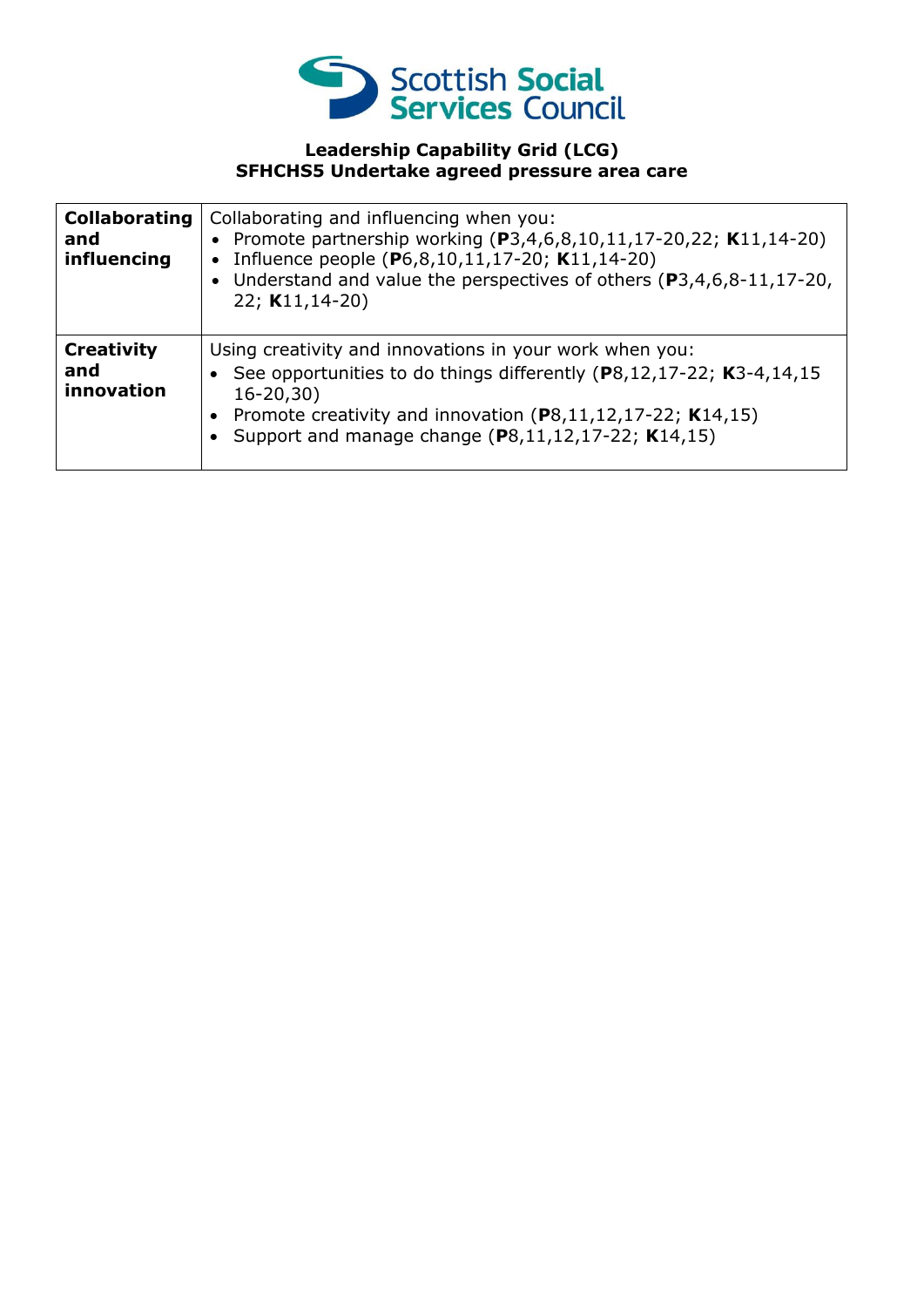**Leadership Capability Grid (LCG)**
**SFHCHS5 Undertake agreed pressure area care**

| | |
|---|---|
| **Collaborating and influencing** | Collaborating and influencing when you:<br>• Promote partnership working (**P**3,4,6,8,10,11,17-20,22; **K**11,14-20)<br>• Influence people (**P**6,8,10,11,17-20; **K**11,14-20)<br>• Understand and value the perspectives of others (**P**3,4,6,8-11,17-20, 22; **K**11,14-20) |
| **Creativity and innovation** | Using creativity and innovations in your work when you:<br>• See opportunities to do things differently (**P**8,12,17-22; **K**3-4,14,15 16-20,30)<br>• Promote creativity and innovation (**P**8,11,12,17-22; **K**14,15)<br>• Support and manage change (**P**8,11,12,17-22; **K**14,15) |